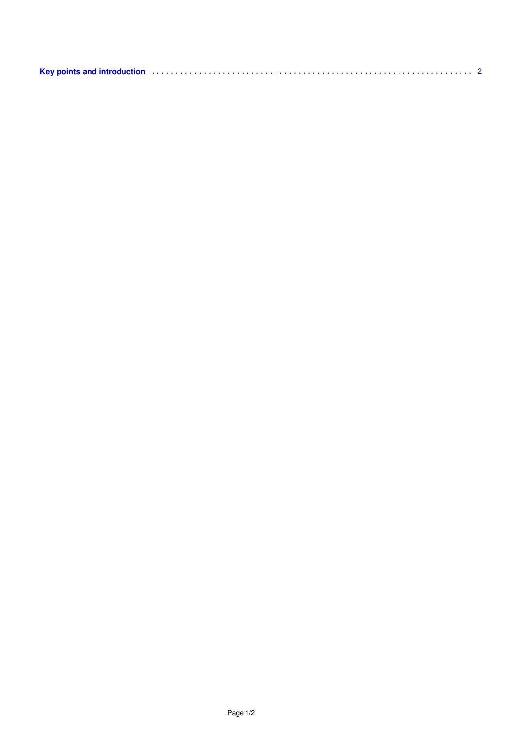**Key points and introduction** . . . . . . . . . . . . . . . . . . . . . . . . . . . . . . . . . . . . . . . . . . . . . . . . . . . . . . . . . . . . . . . . . 2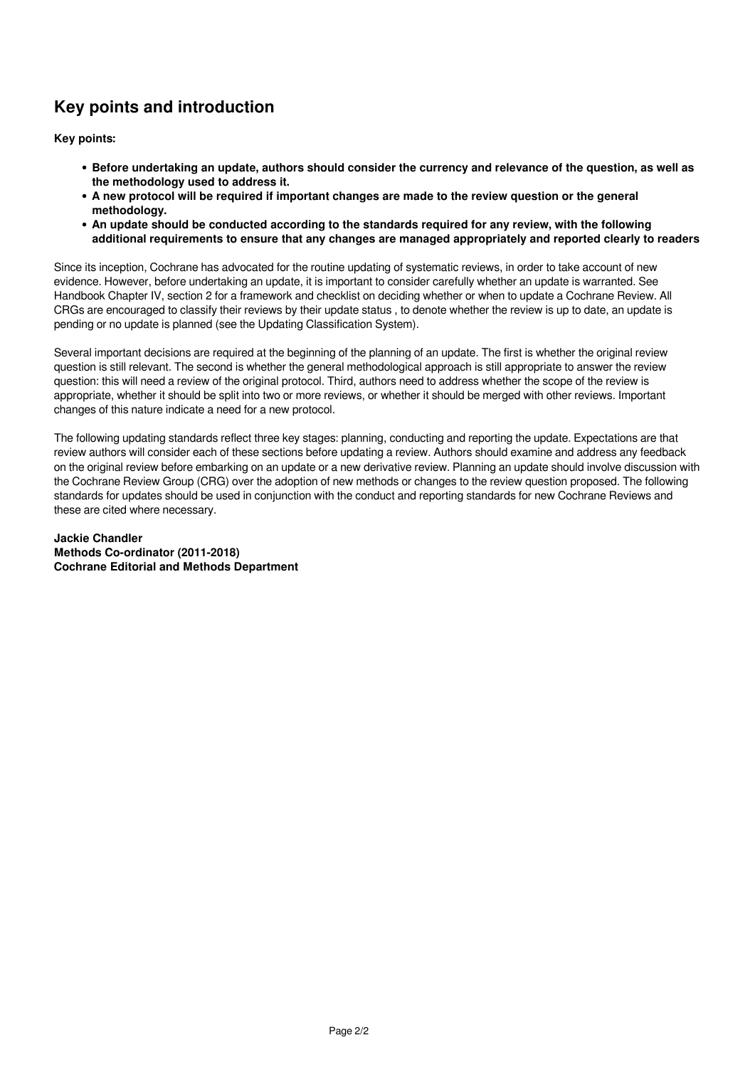## Key points and introduction

**Key points:**

- **Before undertaking an update, authors should consider the currency and relevance of the question, as well as the methodology used to address it.**
- **A new protocol will be required if important changes are made to the review question or the general methodology.**
- **An update should be conducted according to the standards required for any review, with the following additional requirements to ensure that any changes are managed appropriately and reported clearly to readers**

Since its inception, Cochrane has advocated for the routine updating of systematic reviews, in order to take account of new evidence. However, before undertaking an update, it is important to consider carefully whether an update is warranted. See Handbook Chapter IV, section 2 for a framework and checklist on deciding whether or when to update a Cochrane Review. All CRGs are encouraged to classify their reviews by their update status , to denote whether the review is up to date, an update is pending or no update is planned (see the Updating Classification System).

Several important decisions are required at the beginning of the planning of an update. The first is whether the original review question is still relevant. The second is whether the general methodological approach is still appropriate to answer the review question: this will need a review of the original protocol. Third, authors need to address whether the scope of the review is appropriate, whether it should be split into two or more reviews, or whether it should be merged with other reviews. Important changes of this nature indicate a need for a new protocol.

The following updating standards reflect three key stages: planning, conducting and reporting the update. Expectations are that review authors will consider each of these sections before updating a review. Authors should examine and address any feedback on the original review before embarking on an update or a new derivative review. Planning an update should involve discussion with the Cochrane Review Group (CRG) over the adoption of new methods or changes to the review question proposed. The following standards for updates should be used in conjunction with the conduct and reporting standards for new Cochrane Reviews and these are cited where necessary.

**Jackie Chandler**
**Methods Co-ordinator (2011-2018)**
**Cochrane Editorial and Methods Department**